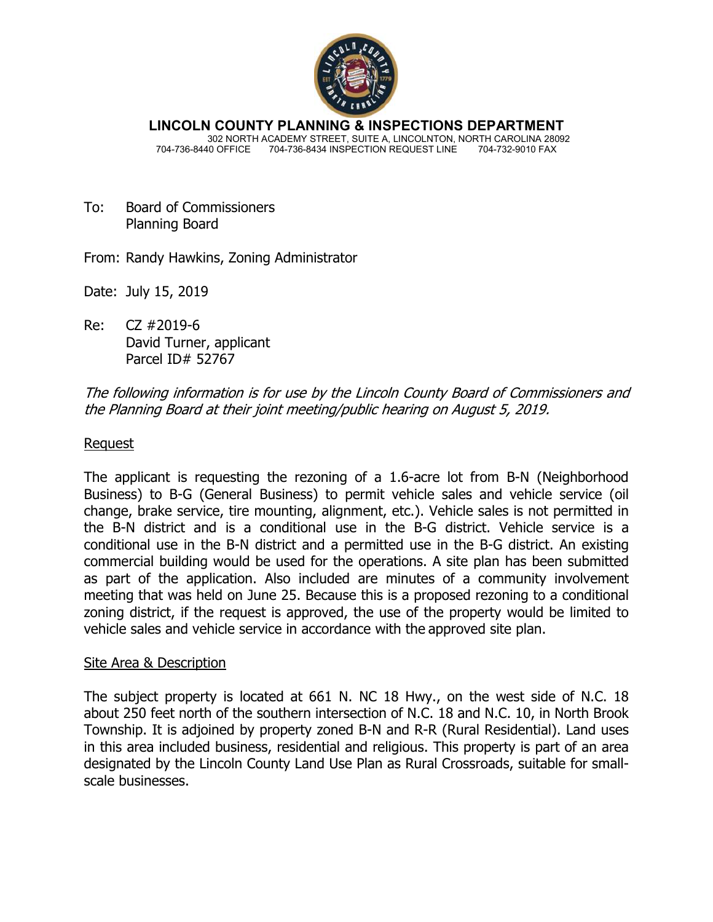**LINCOLN COUNTY PLANNING & INSPECTIONS DEPARTMENT**
302 NORTH ACADEMY STREET, SUITE A, LINCOLNTON, NORTH CAROLINA 28092
704-736-8440 OFFICE 704-736-8434 INSPECTION REQUEST LINE 704-732-9010 FAX

To: Board of Commissioners
Planning Board

From: Randy Hawkins, Zoning Administrator

Date: July 15, 2019

Re: CZ #2019-6
David Turner, applicant
Parcel ID# 52767

*The following information is for use by the Lincoln County Board of Commissioners and the Planning Board at their joint meeting/public hearing on August 5, 2019.*

## Request

The applicant is requesting the rezoning of a 1.6-acre lot from B-N (Neighborhood Business) to B-G (General Business) to permit vehicle sales and vehicle service (oil change, brake service, tire mounting, alignment, etc.). Vehicle sales is not permitted in the B-N district and is a conditional use in the B-G district. Vehicle service is a conditional use in the B-N district and a permitted use in the B-G district. An existing commercial building would be used for the operations. A site plan has been submitted as part of the application. Also included are minutes of a community involvement meeting that was held on June 25. Because this is a proposed rezoning to a conditional zoning district, if the request is approved, the use of the property would be limited to vehicle sales and vehicle service in accordance with the approved site plan.

## Site Area & Description

The subject property is located at 661 N. NC 18 Hwy., on the west side of N.C. 18 about 250 feet north of the southern intersection of N.C. 18 and N.C. 10, in North Brook Township. It is adjoined by property zoned B-N and R-R (Rural Residential). Land uses in this area included business, residential and religious. This property is part of an area designated by the Lincoln County Land Use Plan as Rural Crossroads, suitable for small-scale businesses.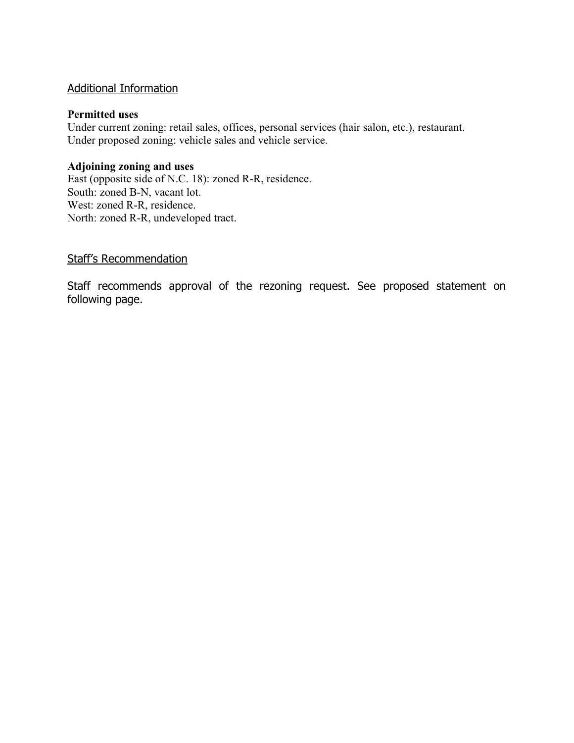## Additional Information

**Permitted uses**
Under current zoning: retail sales, offices, personal services (hair salon, etc.), restaurant.
Under proposed zoning: vehicle sales and vehicle service.

**Adjoining zoning and uses**
East (opposite side of N.C. 18): zoned R-R, residence.
South: zoned B-N, vacant lot.
West: zoned R-R, residence.
North: zoned R-R, undeveloped tract.

## Staff's Recommendation

Staff recommends approval of the rezoning request. See proposed statement on following page.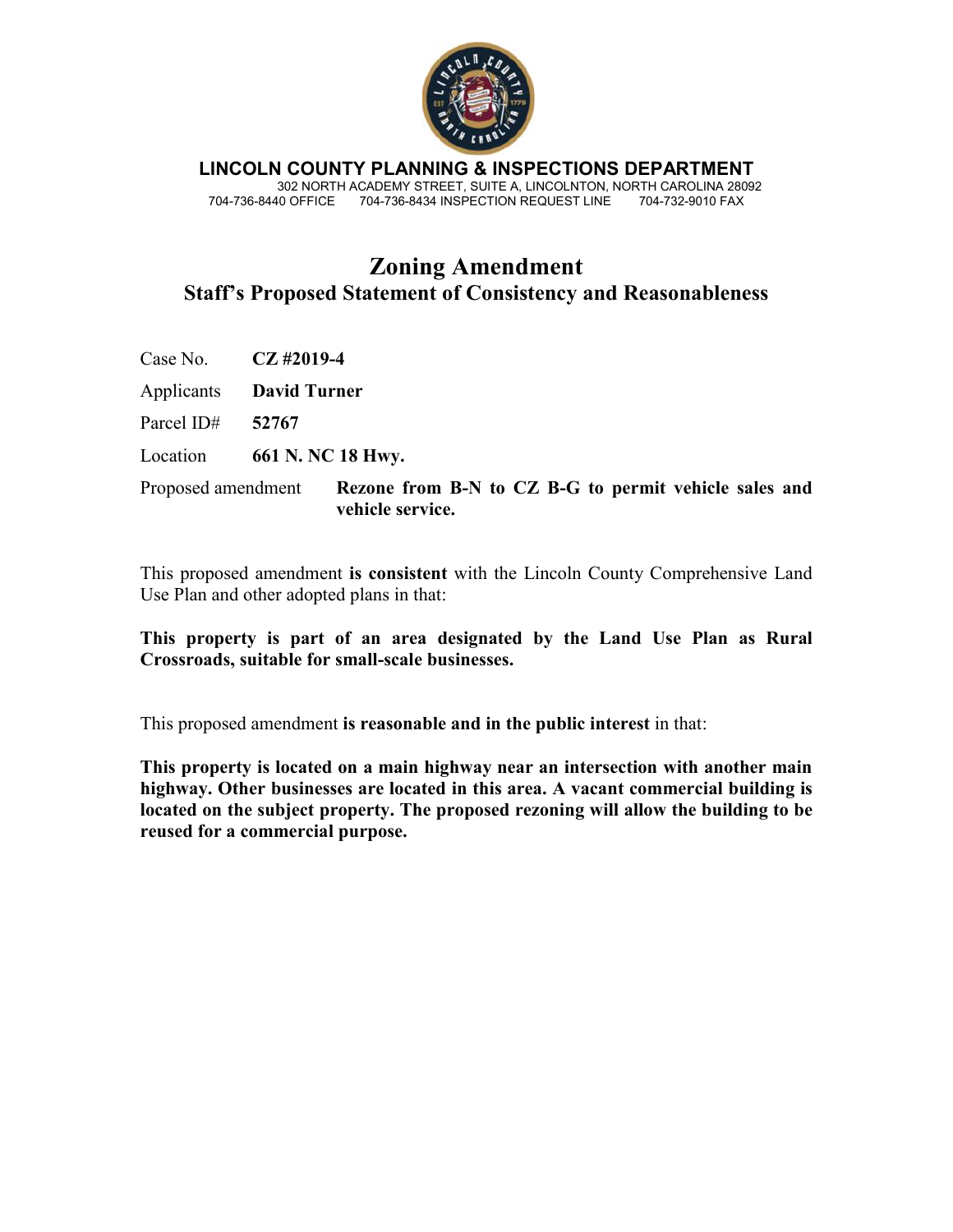**LINCOLN COUNTY PLANNING & INSPECTIONS DEPARTMENT**
302 NORTH ACADEMY STREET, SUITE A, LINCOLNTON, NORTH CAROLINA 28092
704-736-8440 OFFICE     704-736-8434 INSPECTION REQUEST LINE     704-732-9010 FAX

# Zoning Amendment
## Staff's Proposed Statement of Consistency and Reasonableness

Case No. **CZ #2019-4**

Applicants **David Turner**

Parcel ID# **52767**

Location **661 N. NC 18 Hwy.**

Proposed amendment **Rezone from B-N to CZ B-G to permit vehicle sales and vehicle service.**

This proposed amendment **is consistent** with the Lincoln County Comprehensive Land Use Plan and other adopted plans in that:

**This property is part of an area designated by the Land Use Plan as Rural Crossroads, suitable for small-scale businesses.**

This proposed amendment **is reasonable and in the public interest** in that:

**This property is located on a main highway near an intersection with another main highway. Other businesses are located in this area. A vacant commercial building is located on the subject property. The proposed rezoning will allow the building to be reused for a commercial purpose.**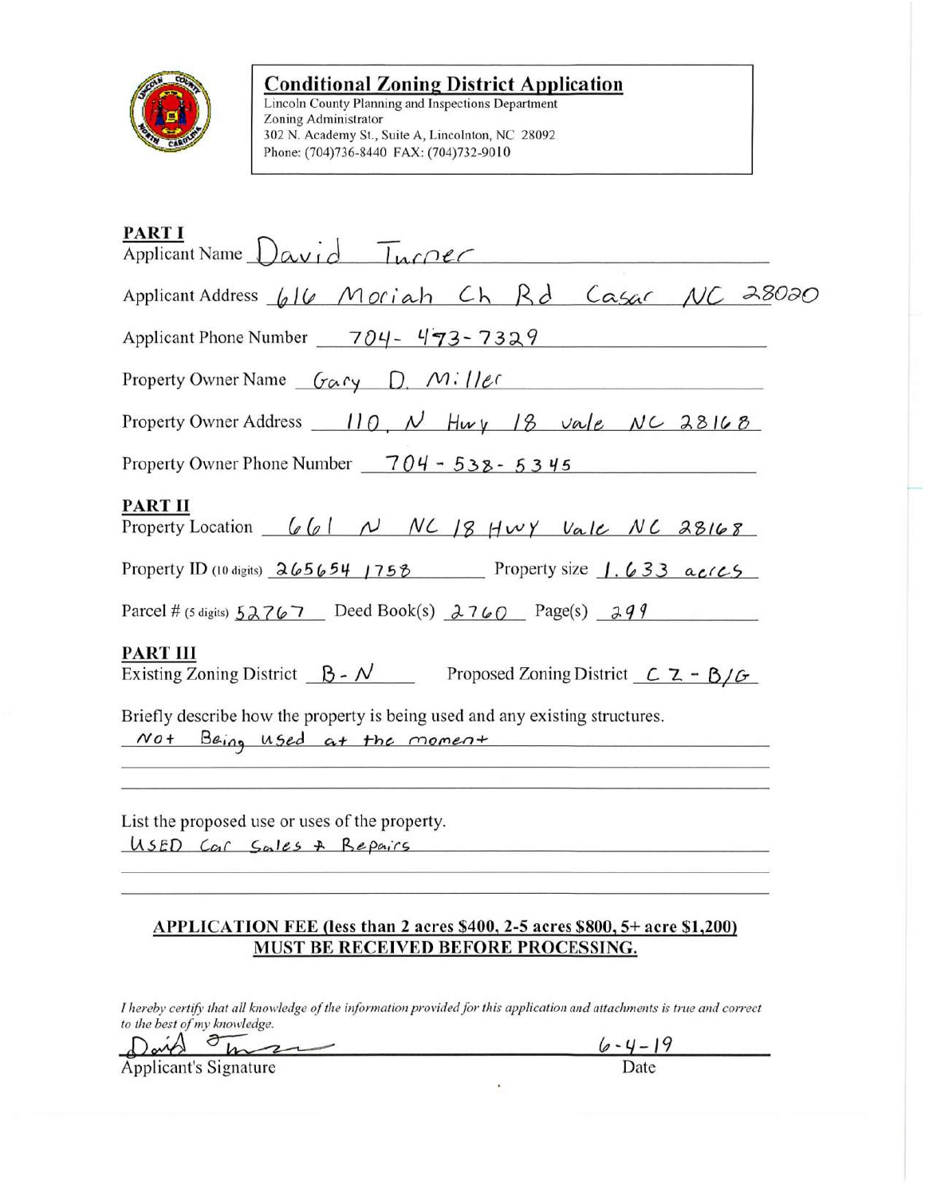## Conditional Zoning District Application

Lincoln County Planning and Inspections Department
Zoning Administrator
302 N. Academy St., Suite A, Lincolnton, NC 28092
Phone: (704)736-8440 FAX: (704)732-9010

**PART I**

Applicant Name: David Turner

Applicant Address: 616 Moriah Ch Rd Casar NC 28020

Applicant Phone Number: 704-473-7329

Property Owner Name: Gary D. Miller

Property Owner Address: 110 N Hwy 18 Vale NC 28168

Property Owner Phone Number: 704-538-5345

**PART II**

Property Location: 661 N NC 18 HWY Vale NC 28168

Property ID (10 digits): 265654 1758 Property size: 1.633 acres

Parcel # (5 digits): 52767 Deed Book(s): 2760 Page(s): 299

**PART III**

Existing Zoning District: B-N Proposed Zoning District: CZ-B/G

Briefly describe how the property is being used and any existing structures.

Not Being used at the moment

List the proposed use or uses of the property.

USED Car Sales & Repairs

**APPLICATION FEE (less than 2 acres $400, 2-5 acres $800, 5+ acre $1,200) MUST BE RECEIVED BEFORE PROCESSING.**

*I hereby certify that all knowledge of the information provided for this application and attachments is true and correct to the best of my knowledge.*

Applicant's Signature: David Turner Date: 6-4-19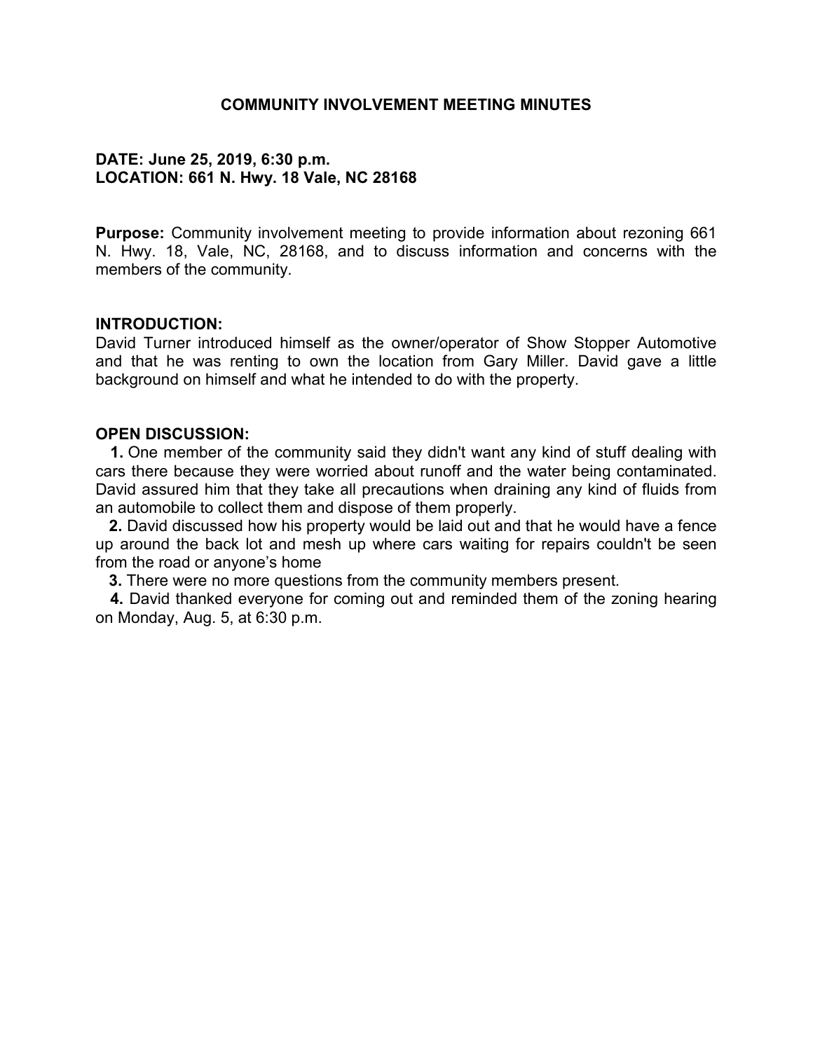# COMMUNITY INVOLVEMENT MEETING MINUTES

**DATE: June 25, 2019, 6:30 p.m.**
**LOCATION: 661 N. Hwy. 18 Vale, NC 28168**

**Purpose:** Community involvement meeting to provide information about rezoning 661 N. Hwy. 18, Vale, NC, 28168, and to discuss information and concerns with the members of the community.

## INTRODUCTION:

David Turner introduced himself as the owner/operator of Show Stopper Automotive and that he was renting to own the location from Gary Miller. David gave a little background on himself and what he intended to do with the property.

## OPEN DISCUSSION:

1. One member of the community said they didn't want any kind of stuff dealing with cars there because they were worried about runoff and the water being contaminated. David assured him that they take all precautions when draining any kind of fluids from an automobile to collect them and dispose of them properly.
2. David discussed how his property would be laid out and that he would have a fence up around the back lot and mesh up where cars waiting for repairs couldn't be seen from the road or anyone's home
3. There were no more questions from the community members present.
4. David thanked everyone for coming out and reminded them of the zoning hearing on Monday, Aug. 5, at 6:30 p.m.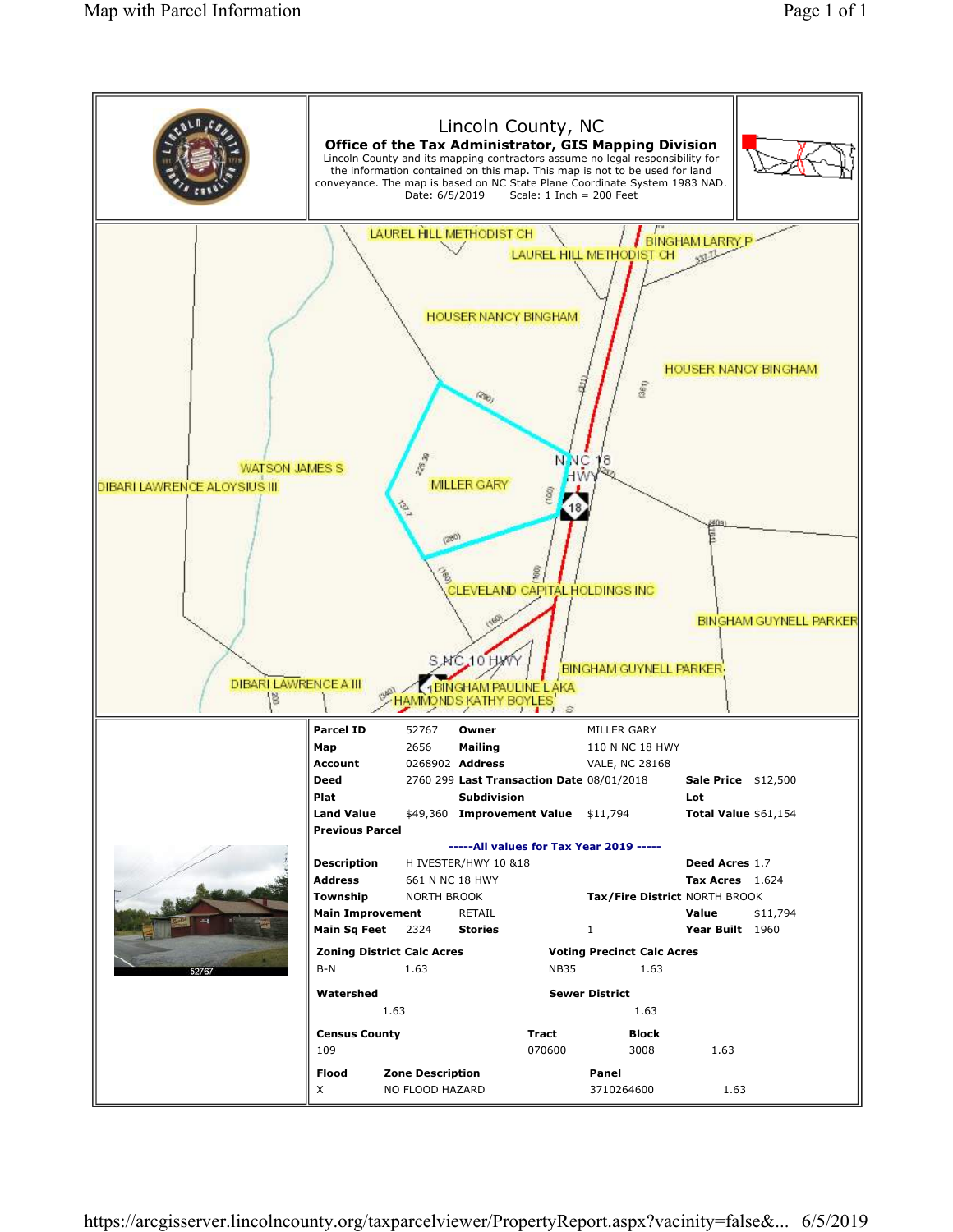# Lincoln County, NC

**Office of the Tax Administrator, GIS Mapping Division**

Lincoln County and its mapping contractors assume no legal responsibility for the information contained on this map. This map is not to be used for land conveyance. The map is based on NC State Plane Coordinate System 1983 NAD.

Date: 6/5/2019 Scale: 1 Inch = 200 Feet

LAUREL HILL METHODIST CH
BINGHAM LARRY P
LAUREL HILL METHODIST CH
HOUSER NANCY BINGHAM
HOUSER NANCY BINGHAM
WATSON JAMES S
DIBARI LAWRENCE ALOYSIUS III
MILLER GARY
N NC 18 HWY
CLEVELAND CAPITAL HOLDINGS INC
BINGHAM GUYNELL PARKER
S NC 10 HWY
BINGHAM GUYNELL PARKER
DIBARI LAWRENCE A III
BINGHAM PAULINE L AKA
HAMMONDS KATHY BOYLES

| | | | | | |
|---|---|---|---|---|---|
| **Parcel ID** | 52767 | **Owner** | MILLER GARY | | |
| **Map** | 2656 | **Mailing** | 110 N NC 18 HWY | | |
| **Account** | 0268902 | **Address** | VALE, NC 28168 | | |
| **Deed** | 2760 299 | **Last Transaction Date** | 08/01/2018 | **Sale Price** | $12,500 |
| **Plat** | | **Subdivision** | | **Lot** | |
| **Land Value** | $49,360 | **Improvement Value** | $11,794 | **Total Value** | $61,154 |
| **Previous Parcel** | | | | | |

**-----All values for Tax Year 2019 -----**

| | | | | | |
|---|---|---|---|---|---|
| **Description** | H IVESTER/HWY 10 &18 | | | **Deed Acres** | 1.7 |
| **Address** | 661 N NC 18 HWY | | | **Tax Acres** | 1.624 |
| **Township** | NORTH BROOK | **Tax/Fire District** | NORTH BROOK | | |
| **Main Improvement** | RETAIL | | | **Value** | $11,794 |
| **Main Sq Feet** | 2324 | **Stories** | 1 | **Year Built** | 1960 |

| **Zoning District** | **Calc Acres** | **Voting Precinct** | **Calc Acres** |
|---|---|---|---|
| B-N | 1.63 | NB35 | 1.63 |

| **Watershed** | | **Sewer District** | |
|---|---|---|---|
| | 1.63 | | 1.63 |

| **Census County** | **Tract** | **Block** | |
|---|---|---|---|
| 109 | 070600 | 3008 | 1.63 |

| **Flood** | **Zone Description** | **Panel** | |
|---|---|---|---|
| X | NO FLOOD HAZARD | 3710264600 | 1.63 |

52767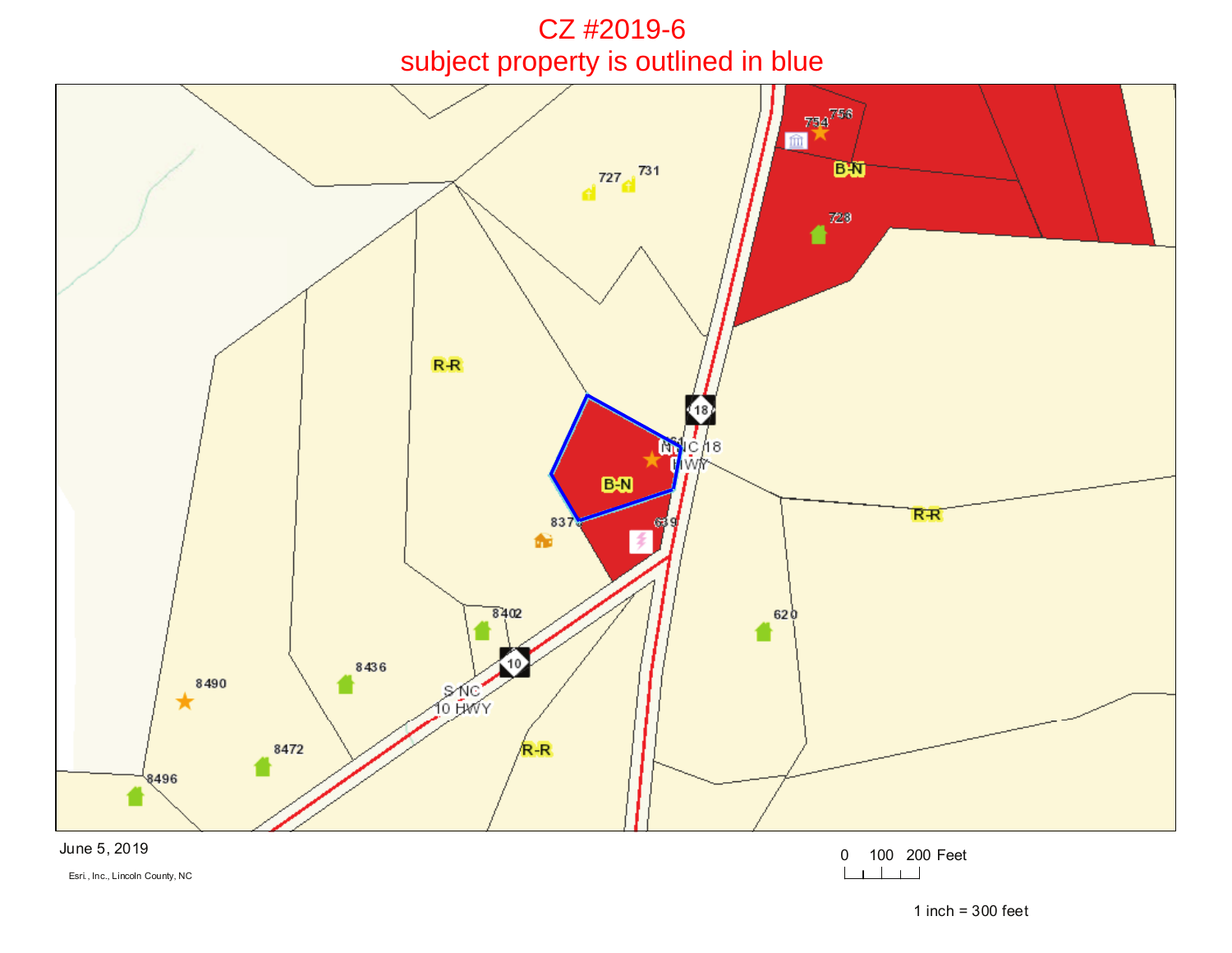# CZ #2019-6

## subject property is outlined in blue

R-R

B-N

727 731

754 756

728

NC 18 HWY

8378

639

8402

8436

8490

8472

8496

620

S NC 10 HWY

June 5, 2019

Esri., Inc., Lincoln County, NC

0 100 200 Feet

1 inch = 300 feet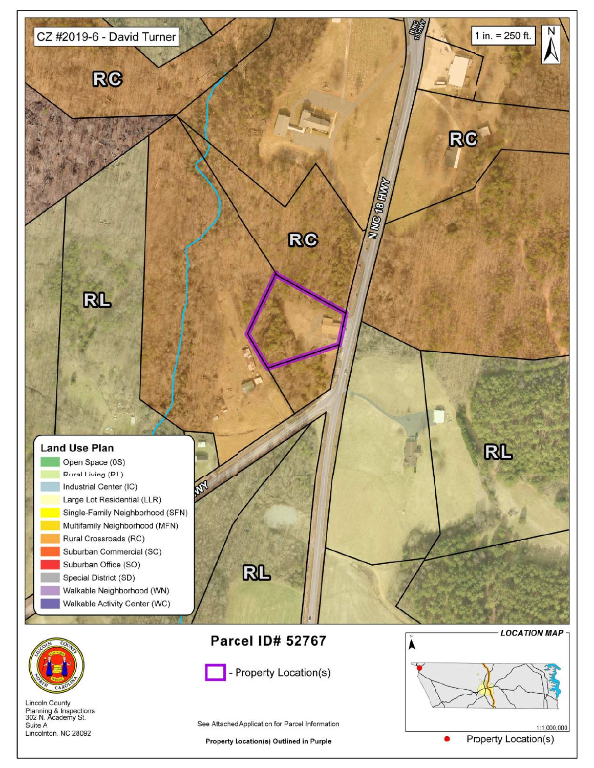CZ #2019-6 - David Turner

1 in. = 250 ft.

N

RC

RC

RC

RL

RL

RL

N NC 18 HWY

N NC 10 HWY

HWY

**Land Use Plan**

- Open Space (OS)
- Rural Living (RL)
- Industrial Center (IC)
- Large Lot Residential (LLR)
- Single-Family Neighborhood (SFN)
- Multifamily Neighborhood (MFN)
- Rural Crossroads (RC)
- Suburban Commercial (SC)
- Suburban Office (SO)
- Special District (SD)
- Walkable Neighborhood (WN)
- Walkable Activity Center (WC)

## Parcel ID# 52767

- Property Location(s)

LOCATION MAP

1:1,000,000

Property Location(s)

Lincoln County
Planning & Inspections
302 N. Academy St.
Suite A
Lincolnton, NC 28092

See Attached Application for Parcel Information

**Property Location(s) Outlined in Purple**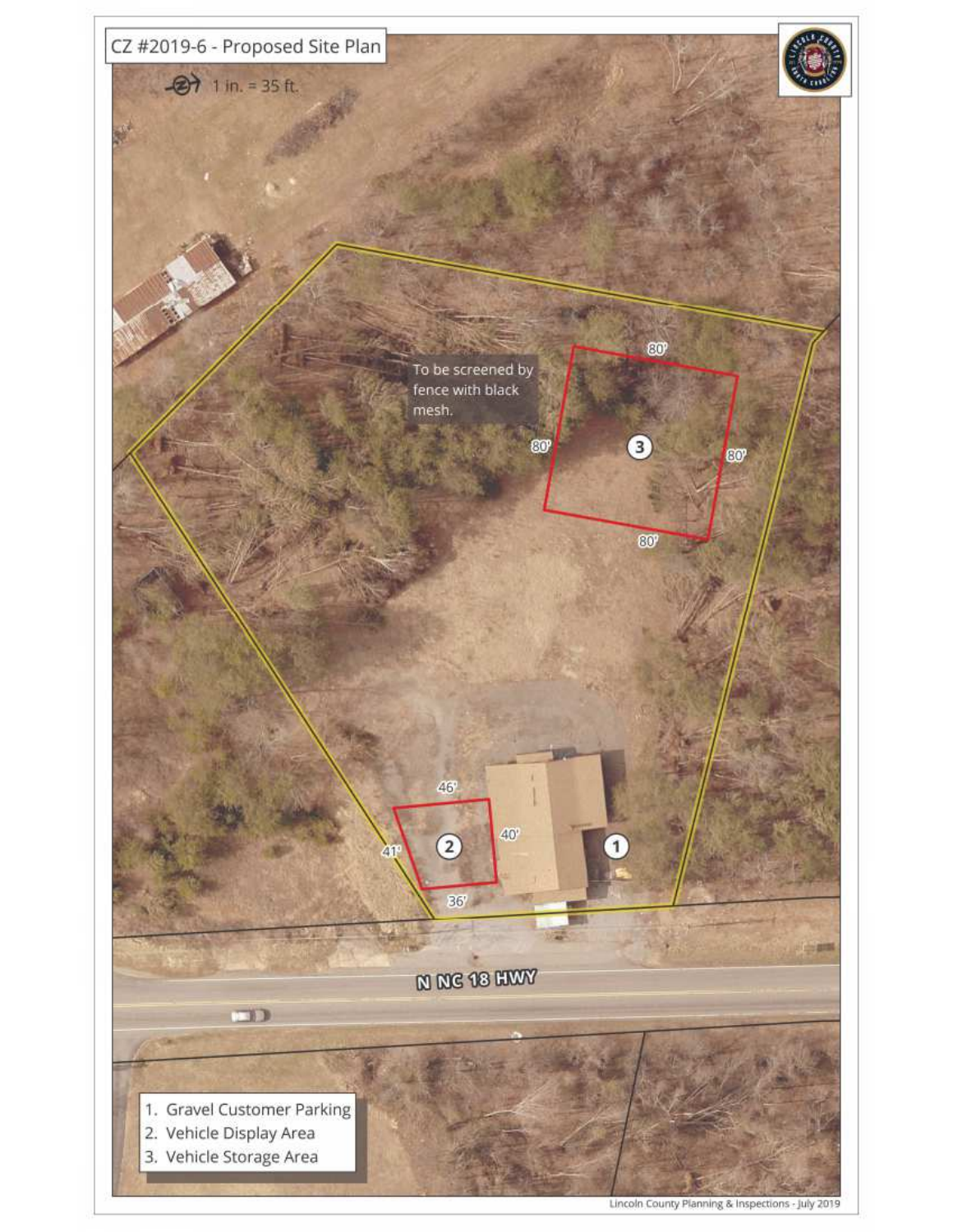# CZ #2019-6 - Proposed Site Plan

1 in. = 35 ft.

To be screened by fence with black mesh.

80'

80'

80'

80'

46'

40'

41'

36'

N NC 18 HWY

1. Gravel Customer Parking
2. Vehicle Display Area
3. Vehicle Storage Area

Lincoln County Planning & Inspections - July 2019